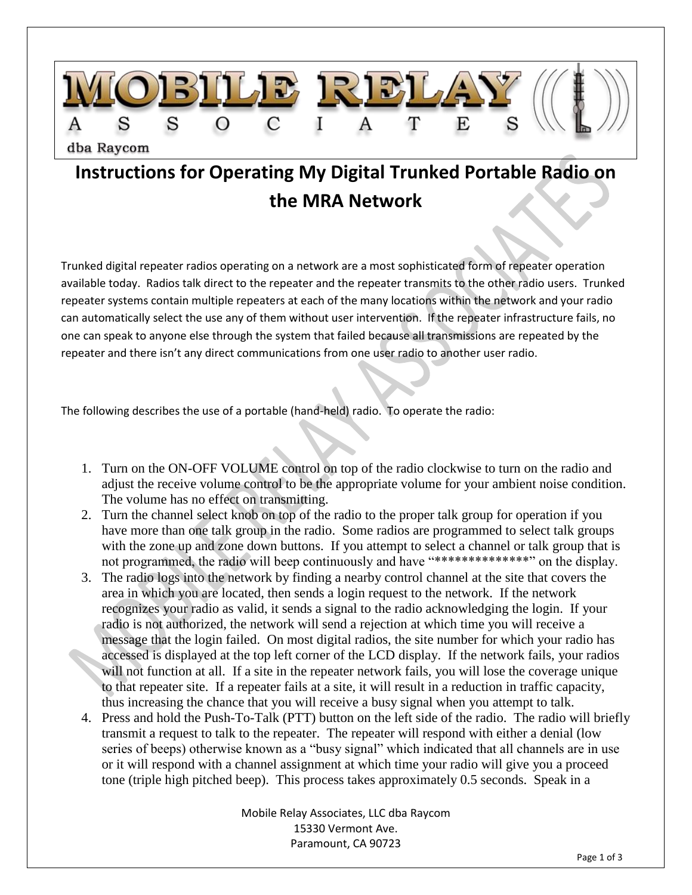MOBILE RELAY ASSOCIATES

dba Raycom

# Instructions for Operating My Digital Trunked Portable Radio on the MRA Network

Trunked digital repeater radios operating on a network are a most sophisticated form of repeater operation available today. Radios talk direct to the repeater and the repeater transmits to the other radio users. Trunked repeater systems contain multiple repeaters at each of the many locations within the network and your radio can automatically select the use any of them without user intervention. If the repeater infrastructure fails, no one can speak to anyone else through the system that failed because all transmissions are repeated by the repeater and there isn't any direct communications from one user radio to another user radio.

The following describes the use of a portable (hand-held) radio. To operate the radio:

1. Turn on the ON-OFF VOLUME control on top of the radio clockwise to turn on the radio and adjust the receive volume control to be the appropriate volume for your ambient noise condition. The volume has no effect on transmitting.
2. Turn the channel select knob on top of the radio to the proper talk group for operation if you have more than one talk group in the radio. Some radios are programmed to select talk groups with the zone up and zone down buttons. If you attempt to select a channel or talk group that is not programmed, the radio will beep continuously and have "**************" on the display.
3. The radio logs into the network by finding a nearby control channel at the site that covers the area in which you are located, then sends a login request to the network. If the network recognizes your radio as valid, it sends a signal to the radio acknowledging the login. If your radio is not authorized, the network will send a rejection at which time you will receive a message that the login failed. On most digital radios, the site number for which your radio has accessed is displayed at the top left corner of the LCD display. If the network fails, your radios will not function at all. If a site in the repeater network fails, you will lose the coverage unique to that repeater site. If a repeater fails at a site, it will result in a reduction in traffic capacity, thus increasing the chance that you will receive a busy signal when you attempt to talk.
4. Press and hold the Push-To-Talk (PTT) button on the left side of the radio. The radio will briefly transmit a request to talk to the repeater. The repeater will respond with either a denial (low series of beeps) otherwise known as a "busy signal" which indicated that all channels are in use or it will respond with a channel assignment at which time your radio will give you a proceed tone (triple high pitched beep). This process takes approximately 0.5 seconds. Speak in a

Mobile Relay Associates, LLC dba Raycom
15330 Vermont Ave.
Paramount, CA 90723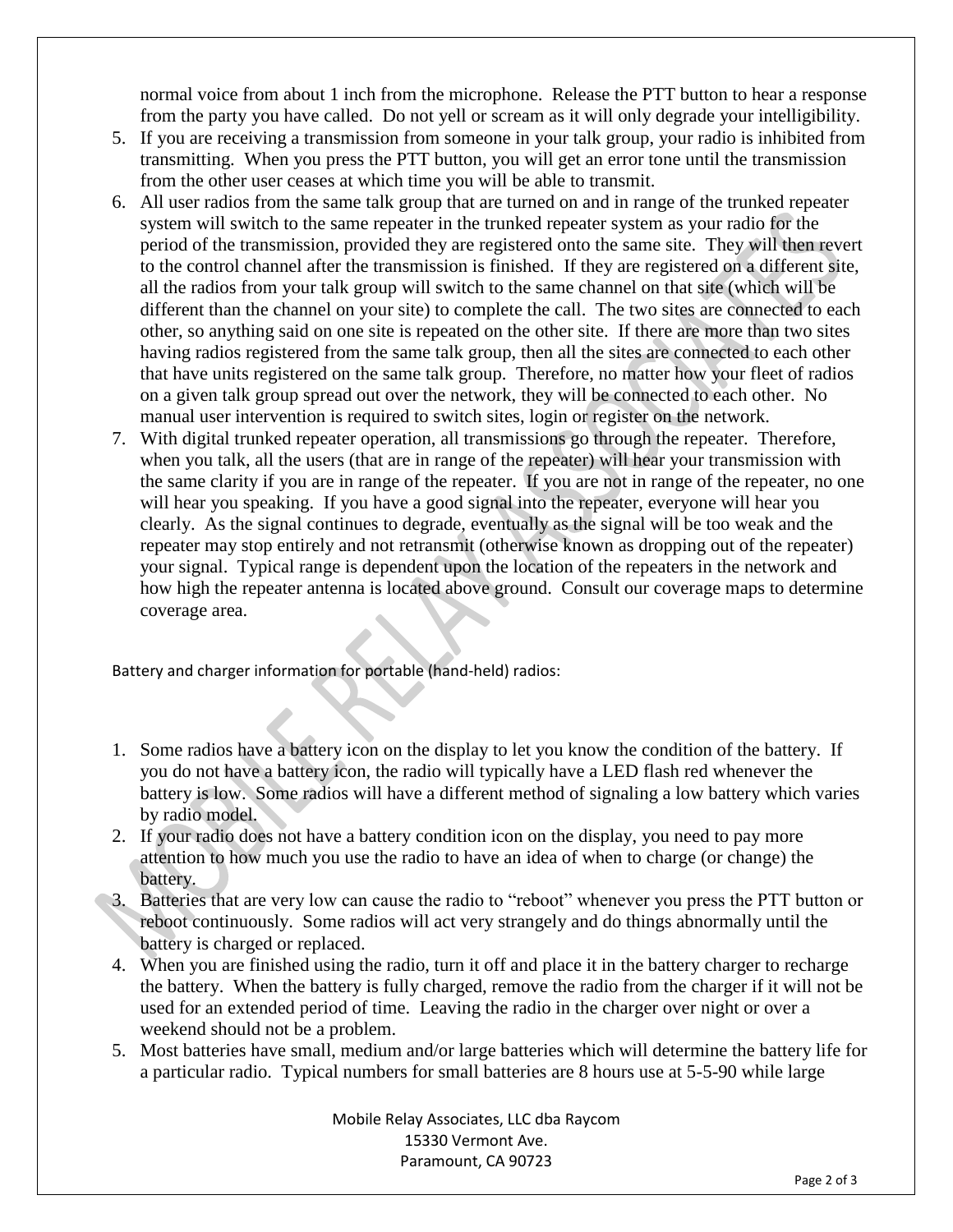normal voice from about 1 inch from the microphone. Release the PTT button to hear a response from the party you have called. Do not yell or scream as it will only degrade your intelligibility.

5. If you are receiving a transmission from someone in your talk group, your radio is inhibited from transmitting. When you press the PTT button, you will get an error tone until the transmission from the other user ceases at which time you will be able to transmit.
6. All user radios from the same talk group that are turned on and in range of the trunked repeater system will switch to the same repeater in the trunked repeater system as your radio for the period of the transmission, provided they are registered onto the same site. They will then revert to the control channel after the transmission is finished. If they are registered on a different site, all the radios from your talk group will switch to the same channel on that site (which will be different than the channel on your site) to complete the call. The two sites are connected to each other, so anything said on one site is repeated on the other site. If there are more than two sites having radios registered from the same talk group, then all the sites are connected to each other that have units registered on the same talk group. Therefore, no matter how your fleet of radios on a given talk group spread out over the network, they will be connected to each other. No manual user intervention is required to switch sites, login or register on the network.
7. With digital trunked repeater operation, all transmissions go through the repeater. Therefore, when you talk, all the users (that are in range of the repeater) will hear your transmission with the same clarity if you are in range of the repeater. If you are not in range of the repeater, no one will hear you speaking. If you have a good signal into the repeater, everyone will hear you clearly. As the signal continues to degrade, eventually as the signal will be too weak and the repeater may stop entirely and not retransmit (otherwise known as dropping out of the repeater) your signal. Typical range is dependent upon the location of the repeaters in the network and how high the repeater antenna is located above ground. Consult our coverage maps to determine coverage area.

Battery and charger information for portable (hand-held) radios:

1. Some radios have a battery icon on the display to let you know the condition of the battery. If you do not have a battery icon, the radio will typically have a LED flash red whenever the battery is low. Some radios will have a different method of signaling a low battery which varies by radio model.
2. If your radio does not have a battery condition icon on the display, you need to pay more attention to how much you use the radio to have an idea of when to charge (or change) the battery.
3. Batteries that are very low can cause the radio to "reboot" whenever you press the PTT button or reboot continuously. Some radios will act very strangely and do things abnormally until the battery is charged or replaced.
4. When you are finished using the radio, turn it off and place it in the battery charger to recharge the battery. When the battery is fully charged, remove the radio from the charger if it will not be used for an extended period of time. Leaving the radio in the charger over night or over a weekend should not be a problem.
5. Most batteries have small, medium and/or large batteries which will determine the battery life for a particular radio. Typical numbers for small batteries are 8 hours use at 5-5-90 while large

Mobile Relay Associates, LLC dba Raycom
15330 Vermont Ave.
Paramount, CA 90723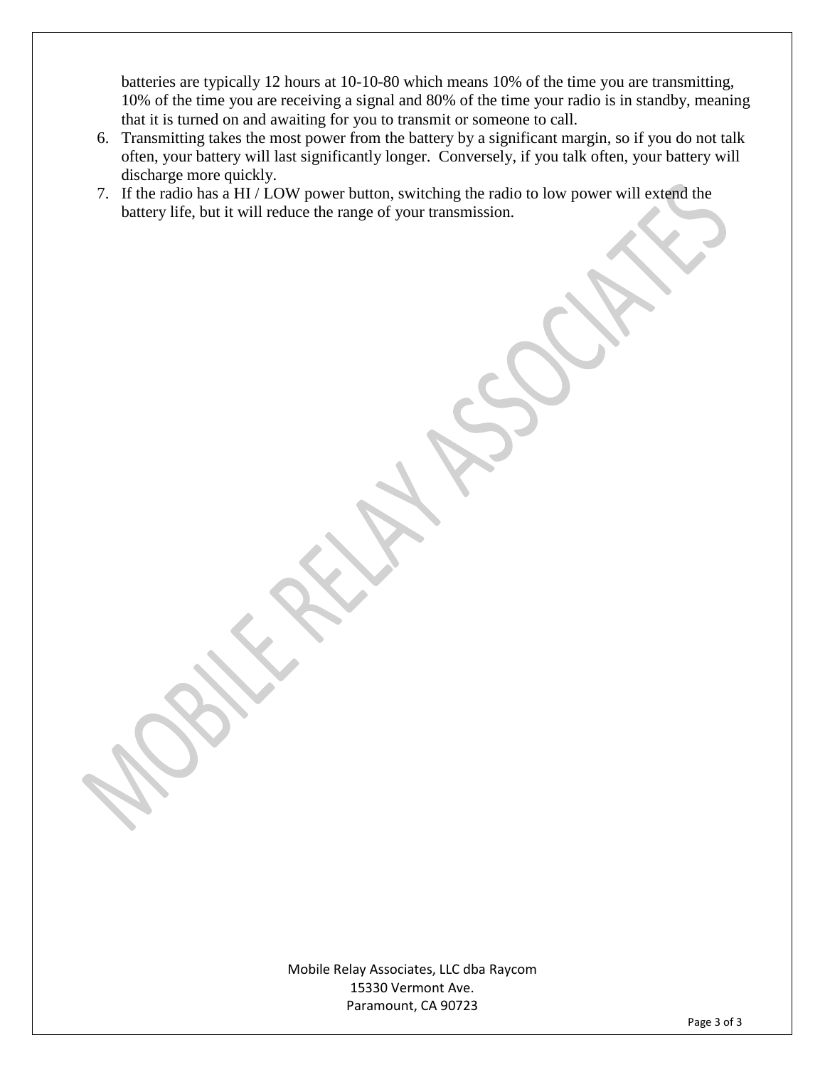batteries are typically 12 hours at 10-10-80 which means 10% of the time you are transmitting, 10% of the time you are receiving a signal and 80% of the time your radio is in standby, meaning that it is turned on and awaiting for you to transmit or someone to call.

6. Transmitting takes the most power from the battery by a significant margin, so if you do not talk often, your battery will last significantly longer. Conversely, if you talk often, your battery will discharge more quickly.
7. If the radio has a HI / LOW power button, switching the radio to low power will extend the battery life, but it will reduce the range of your transmission.

Mobile Relay Associates, LLC dba Raycom
15330 Vermont Ave.
Paramount, CA 90723